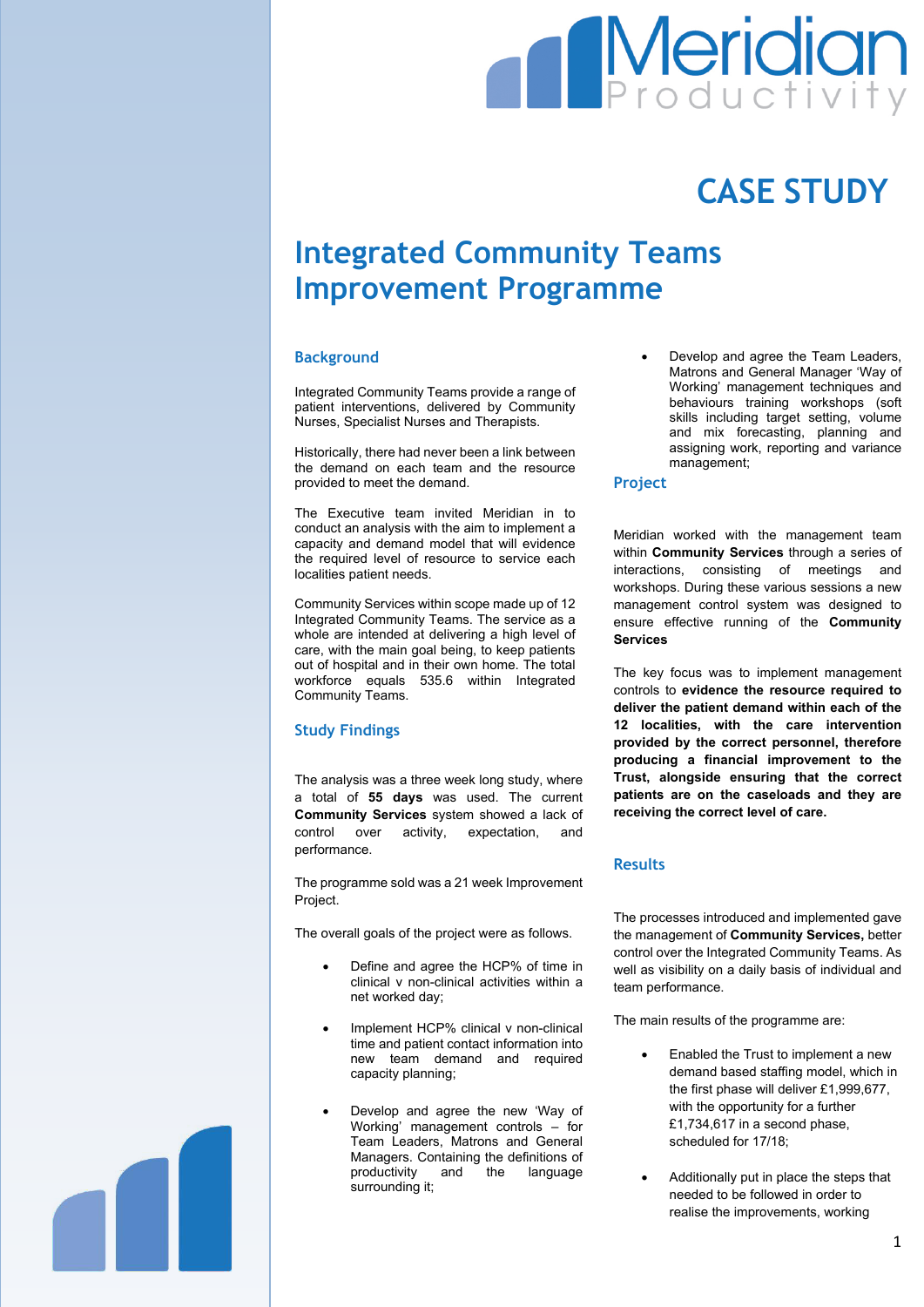# CASE STUDY

# Integrated Community Teams Improvement Programme

## Background

Integrated Community Teams provide a range of patient interventions, delivered by Community Nurses, Specialist Nurses and Therapists.

Historically, there had never been a link between the demand on each team and the resource provided to meet the demand.

The Executive team invited Meridian in to conduct an analysis with the aim to implement a capacity and demand model that will evidence the required level of resource to service each localities patient needs.

Community Services within scope made up of 12 Integrated Community Teams. The service as a whole are intended at delivering a high level of care, with the main goal being, to keep patients out of hospital and in their own home. The total workforce equals 535.6 within Integrated Community Teams.

## Study Findings

The analysis was a three week long study, where a total of **55 days** was used. The current **Community Services** system showed a lack of control over activity, expectation, and performance.

The programme sold was a 21 week Improvement Project.

The overall goals of the project were as follows.

- Define and agree the HCP% of time in clinical v non-clinical activities within a net worked day;
- Implement HCP% clinical v non-clinical time and patient contact information into new team demand and required capacity planning;
- Develop and agree the new 'Way of Working' management controls – for Team Leaders, Matrons and General Managers. Containing the definitions of productivity and the language surrounding it;
- Develop and agree the Team Leaders, Matrons and General Manager 'Way of Working' management techniques and behaviours training workshops (soft skills including target setting, volume and mix forecasting, planning and assigning work, reporting and variance management;

## Project

Meridian worked with the management team within **Community Services** through a series of interactions, consisting of meetings and workshops. During these various sessions a new management control system was designed to ensure effective running of the **Community Services**

The key focus was to implement management controls to **evidence the resource required to deliver the patient demand within each of the 12 localities, with the care intervention provided by the correct personnel, therefore producing a financial improvement to the Trust, alongside ensuring that the correct patients are on the caseloads and they are receiving the correct level of care.**

## Results

The processes introduced and implemented gave the management of **Community Services,** better control over the Integrated Community Teams. As well as visibility on a daily basis of individual and team performance.

The main results of the programme are:

- Enabled the Trust to implement a new demand based staffing model, which in the first phase will deliver £1,999,677, with the opportunity for a further £1,734,617 in a second phase, scheduled for 17/18;
- Additionally put in place the steps that needed to be followed in order to realise the improvements, working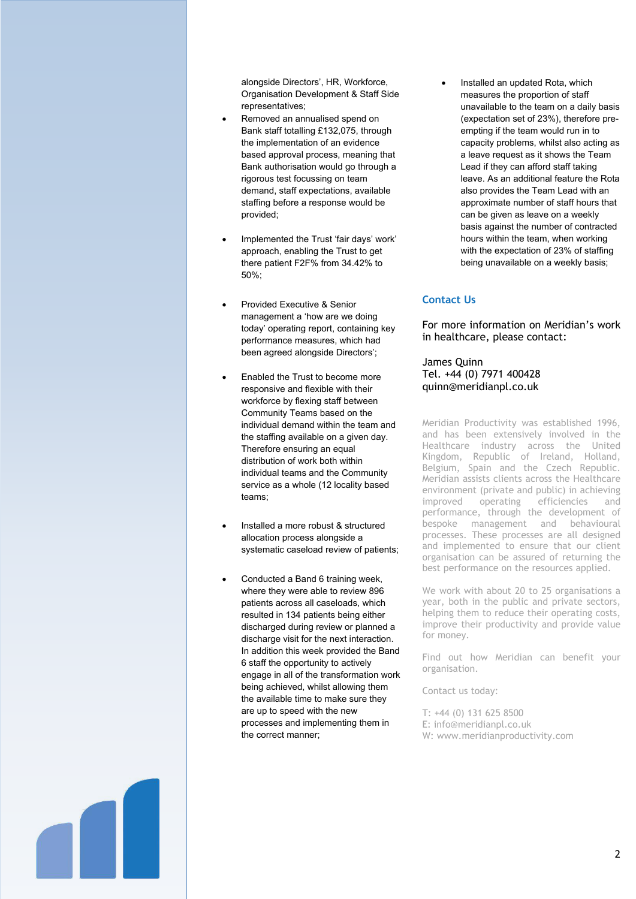alongside Directors', HR, Workforce, Organisation Development & Staff Side representatives;

- Removed an annualised spend on Bank staff totalling £132,075, through the implementation of an evidence based approval process, meaning that Bank authorisation would go through a rigorous test focussing on team demand, staff expectations, available staffing before a response would be provided;

- Implemented the Trust 'fair days' work' approach, enabling the Trust to get there patient F2F% from 34.42% to 50%;

- Provided Executive & Senior management a 'how are we doing today' operating report, containing key performance measures, which had been agreed alongside Directors';

- Enabled the Trust to become more responsive and flexible with their workforce by flexing staff between Community Teams based on the individual demand within the team and the staffing available on a given day. Therefore ensuring an equal distribution of work both within individual teams and the Community service as a whole (12 locality based teams;

- Installed a more robust & structured allocation process alongside a systematic caseload review of patients;

- Conducted a Band 6 training week, where they were able to review 896 patients across all caseloads, which resulted in 134 patients being either discharged during review or planned a discharge visit for the next interaction. In addition this week provided the Band 6 staff the opportunity to actively engage in all of the transformation work being achieved, whilst allowing them the available time to make sure they are up to speed with the new processes and implementing them in the correct manner;

- Installed an updated Rota, which measures the proportion of staff unavailable to the team on a daily basis (expectation set of 23%), therefore pre-empting if the team would run in to capacity problems, whilst also acting as a leave request as it shows the Team Lead if they can afford staff taking leave. As an additional feature the Rota also provides the Team Lead with an approximate number of staff hours that can be given as leave on a weekly basis against the number of contracted hours within the team, when working with the expectation of 23% of staffing being unavailable on a weekly basis;

## Contact Us

For more information on Meridian's work in healthcare, please contact:

James Quinn
Tel. +44 (0) 7971 400428
quinn@meridianpl.co.uk

Meridian Productivity was established 1996, and has been extensively involved in the Healthcare industry across the United Kingdom, Republic of Ireland, Holland, Belgium, Spain and the Czech Republic. Meridian assists clients across the Healthcare environment (private and public) in achieving improved operating efficiencies and performance, through the development of bespoke management and behavioural processes. These processes are all designed and implemented to ensure that our client organisation can be assured of returning the best performance on the resources applied.

We work with about 20 to 25 organisations a year, both in the public and private sectors, helping them to reduce their operating costs, improve their productivity and provide value for money.

Find out how Meridian can benefit your organisation.

Contact us today:

T: +44 (0) 131 625 8500
E: info@meridianpl.co.uk
W: www.meridianproductivity.com